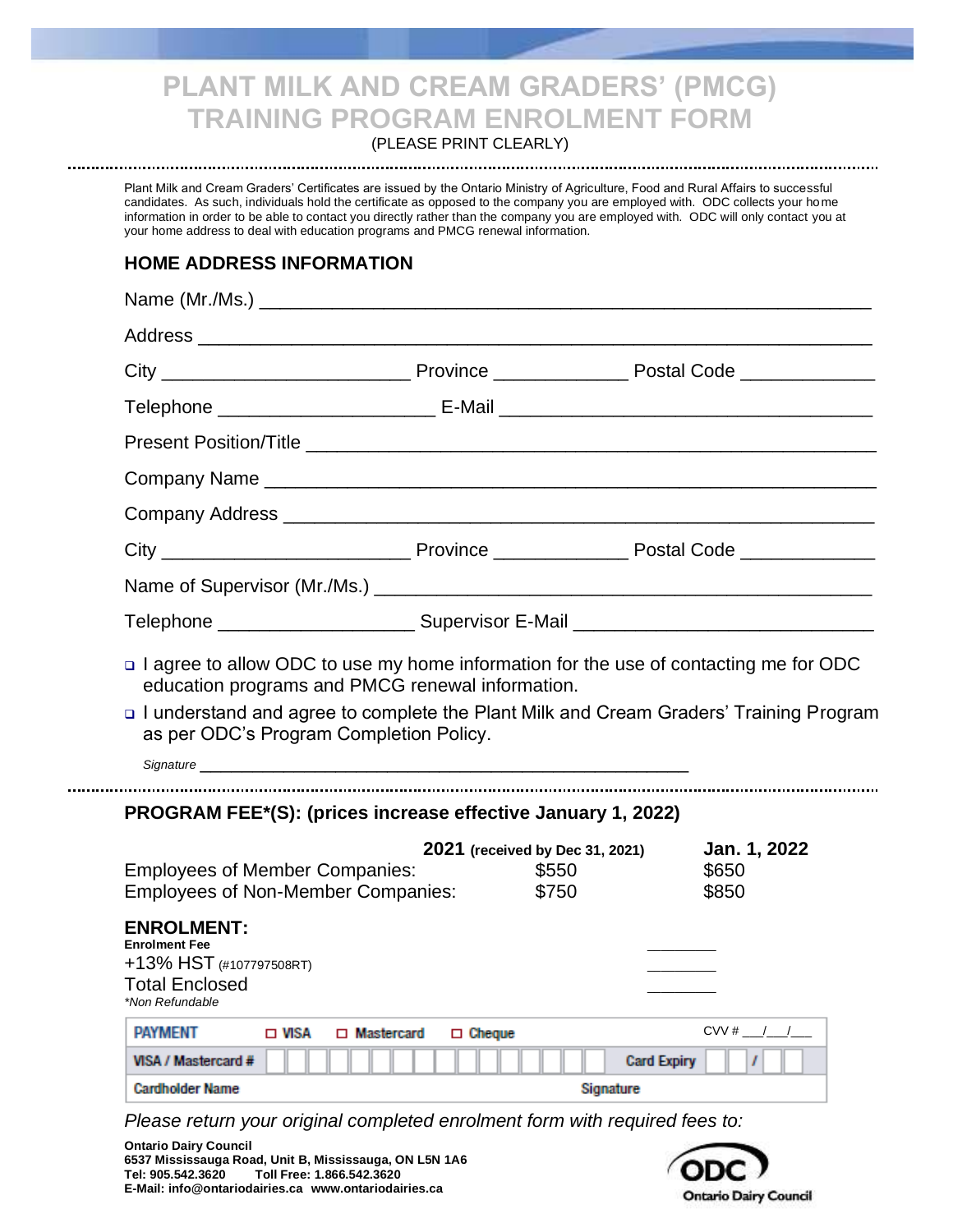# PLANT MILK AND CREAM GRADERS' (PMCG) TRAINING PROGRAM ENROLMENT FORM

(PLEASE PRINT CLEARLY)

Plant Milk and Cream Graders' Certificates are issued by the Ontario Ministry of Agriculture, Food and Rural Affairs to successful candidates. As such, individuals hold the certificate as opposed to the company you are employed with. ODC collects your home information in order to be able to contact you directly rather than the company you are employed with. ODC will only contact you at your home address to deal with education programs and PMCG renewal information.

## HOME ADDRESS INFORMATION

Name (Mr./Ms.) ____________________________________________

Address ____________________________________________

City ____________________ Province ____________ Postal Code ____________

Telephone ____________________ E-Mail ______________________________

Present Position/Title ____________________________________________

Company Name ____________________________________________

Company Address ____________________________________________

City ____________________ Province ____________ Postal Code ____________

Name of Supervisor (Mr./Ms.) ____________________________________________

Telephone ____________________ Supervisor E-Mail ______________________________

- ☐ I agree to allow ODC to use my home information for the use of contacting me for ODC education programs and PMCG renewal information.
- ☐ I understand and agree to complete the Plant Milk and Cream Graders' Training Program as per ODC's Program Completion Policy.

*Signature* ____________________________________________

## PROGRAM FEE*(S): (prices increase effective January 1, 2022)

| | 2021 (received by Dec 31, 2021) | Jan. 1, 2022 |
|---|---|---|
| Employees of Member Companies: | $550 | $650 |
| Employees of Non-Member Companies: | $750 | $850 |

## ENROLMENT:

**Enrolment Fee** ________

+13% HST (#107797508RT) ________

Total Enclosed ________

*\*Non Refundable*

| PAYMENT | ☐ VISA | ☐ Mastercard | ☐ Cheque | CVV # ___/___/___ |
|---|---|---|---|---|
| VISA / Mastercard # | | | Card Expiry | / |
| Cardholder Name | | | Signature | |

*Please return your original completed enrolment form with required fees to:*

**Ontario Dairy Council**
**6537 Mississauga Road, Unit B, Mississauga, ON L5N 1A6**
**Tel: 905.542.3620 Toll Free: 1.866.542.3620**
**E-Mail: info@ontariodairies.ca www.ontariodairies.ca**

ODC
Ontario Dairy Council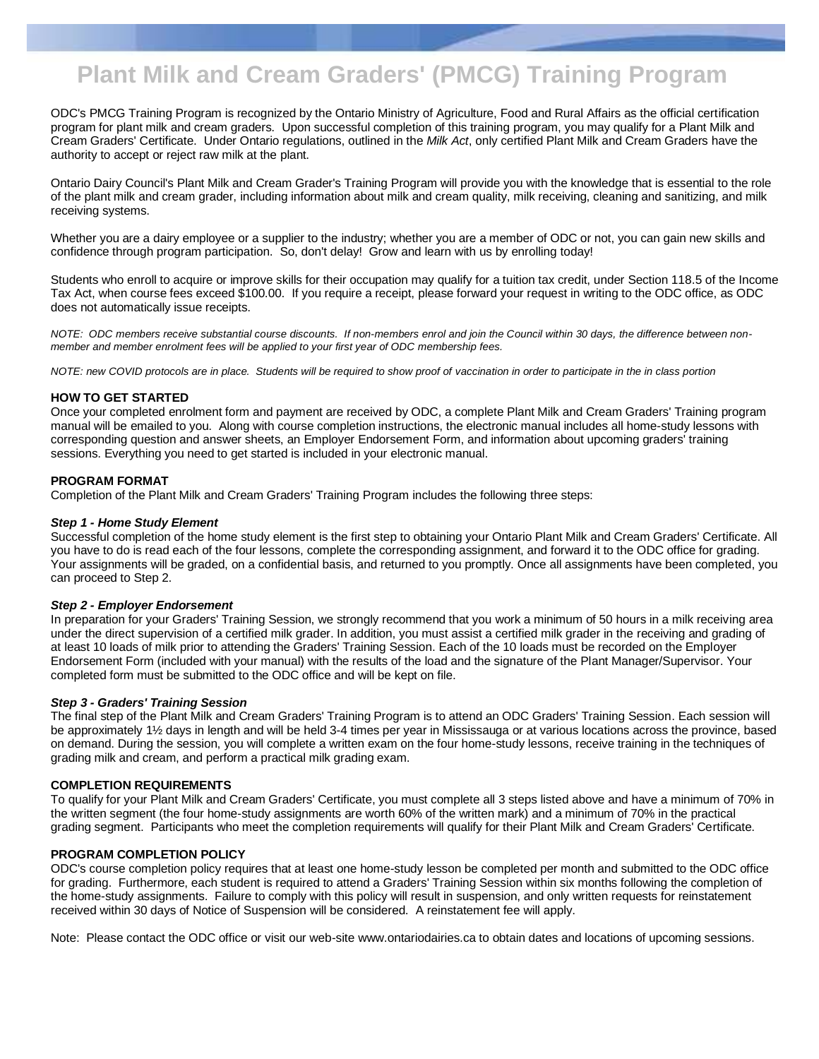# Plant Milk and Cream Graders' (PMCG) Training Program

ODC's PMCG Training Program is recognized by the Ontario Ministry of Agriculture, Food and Rural Affairs as the official certification program for plant milk and cream graders. Upon successful completion of this training program, you may qualify for a Plant Milk and Cream Graders' Certificate. Under Ontario regulations, outlined in the *Milk Act*, only certified Plant Milk and Cream Graders have the authority to accept or reject raw milk at the plant.

Ontario Dairy Council's Plant Milk and Cream Grader's Training Program will provide you with the knowledge that is essential to the role of the plant milk and cream grader, including information about milk and cream quality, milk receiving, cleaning and sanitizing, and milk receiving systems.

Whether you are a dairy employee or a supplier to the industry; whether you are a member of ODC or not, you can gain new skills and confidence through program participation. So, don't delay! Grow and learn with us by enrolling today!

Students who enroll to acquire or improve skills for their occupation may qualify for a tuition tax credit, under Section 118.5 of the Income Tax Act, when course fees exceed $100.00. If you require a receipt, please forward your request in writing to the ODC office, as ODC does not automatically issue receipts.

*NOTE: ODC members receive substantial course discounts. If non-members enrol and join the Council within 30 days, the difference between non-member and member enrolment fees will be applied to your first year of ODC membership fees.*

*NOTE: new COVID protocols are in place. Students will be required to show proof of vaccination in order to participate in the in class portion*

**HOW TO GET STARTED**

Once your completed enrolment form and payment are received by ODC, a complete Plant Milk and Cream Graders' Training program manual will be emailed to you. Along with course completion instructions, the electronic manual includes all home-study lessons with corresponding question and answer sheets, an Employer Endorsement Form, and information about upcoming graders' training sessions. Everything you need to get started is included in your electronic manual.

**PROGRAM FORMAT**

Completion of the Plant Milk and Cream Graders' Training Program includes the following three steps:

***Step 1 - Home Study Element***

Successful completion of the home study element is the first step to obtaining your Ontario Plant Milk and Cream Graders' Certificate. All you have to do is read each of the four lessons, complete the corresponding assignment, and forward it to the ODC office for grading. Your assignments will be graded, on a confidential basis, and returned to you promptly. Once all assignments have been completed, you can proceed to Step 2.

***Step 2 - Employer Endorsement***

In preparation for your Graders' Training Session, we strongly recommend that you work a minimum of 50 hours in a milk receiving area under the direct supervision of a certified milk grader. In addition, you must assist a certified milk grader in the receiving and grading of at least 10 loads of milk prior to attending the Graders' Training Session. Each of the 10 loads must be recorded on the Employer Endorsement Form (included with your manual) with the results of the load and the signature of the Plant Manager/Supervisor. Your completed form must be submitted to the ODC office and will be kept on file.

***Step 3 - Graders' Training Session***

The final step of the Plant Milk and Cream Graders' Training Program is to attend an ODC Graders' Training Session. Each session will be approximately 1½ days in length and will be held 3-4 times per year in Mississauga or at various locations across the province, based on demand. During the session, you will complete a written exam on the four home-study lessons, receive training in the techniques of grading milk and cream, and perform a practical milk grading exam.

**COMPLETION REQUIREMENTS**

To qualify for your Plant Milk and Cream Graders' Certificate, you must complete all 3 steps listed above and have a minimum of 70% in the written segment (the four home-study assignments are worth 60% of the written mark) and a minimum of 70% in the practical grading segment. Participants who meet the completion requirements will qualify for their Plant Milk and Cream Graders' Certificate.

**PROGRAM COMPLETION POLICY**

ODC's course completion policy requires that at least one home-study lesson be completed per month and submitted to the ODC office for grading. Furthermore, each student is required to attend a Graders' Training Session within six months following the completion of the home-study assignments. Failure to comply with this policy will result in suspension, and only written requests for reinstatement received within 30 days of Notice of Suspension will be considered. A reinstatement fee will apply.

Note: Please contact the ODC office or visit our web-site www.ontariodairies.ca to obtain dates and locations of upcoming sessions.